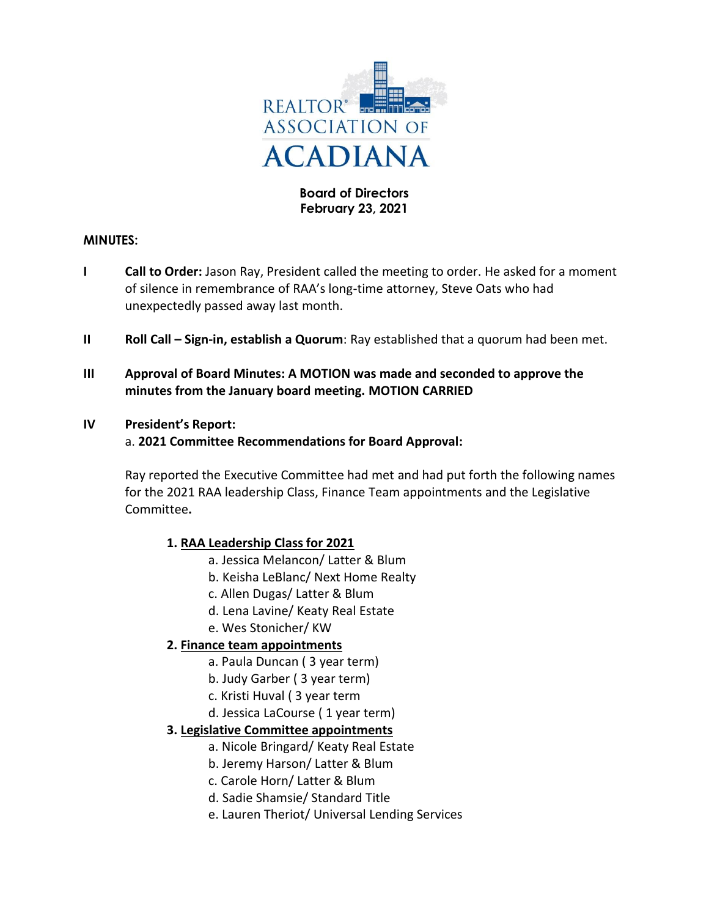REALTOR® ASSOCIATION OF ACADIANA

**Board of Directors**
**February 23, 2021**

**MINUTES:**

**I** **Call to Order:** Jason Ray, President called the meeting to order. He asked for a moment of silence in remembrance of RAA's long-time attorney, Steve Oats who had unexpectedly passed away last month.

**II** **Roll Call – Sign-in, establish a Quorum**: Ray established that a quorum had been met.

**III** **Approval of Board Minutes: A MOTION was made and seconded to approve the minutes from the January board meeting. MOTION CARRIED**

**IV** **President's Report:**
a. **2021 Committee Recommendations for Board Approval:**

Ray reported the Executive Committee had met and had put forth the following names for the 2021 RAA leadership Class, Finance Team appointments and the Legislative Committee**.**

1. **RAA Leadership Class for 2021**
   a. Jessica Melancon/ Latter & Blum
   b. Keisha LeBlanc/ Next Home Realty
   c. Allen Dugas/ Latter & Blum
   d. Lena Lavine/ Keaty Real Estate
   e. Wes Stonicher/ KW
2. **Finance team appointments**
   a. Paula Duncan ( 3 year term)
   b. Judy Garber ( 3 year term)
   c. Kristi Huval ( 3 year term
   d. Jessica LaCourse ( 1 year term)
3. **Legislative Committee appointments**
   a. Nicole Bringard/ Keaty Real Estate
   b. Jeremy Harson/ Latter & Blum
   c. Carole Horn/ Latter & Blum
   d. Sadie Shamsie/ Standard Title
   e. Lauren Theriot/ Universal Lending Services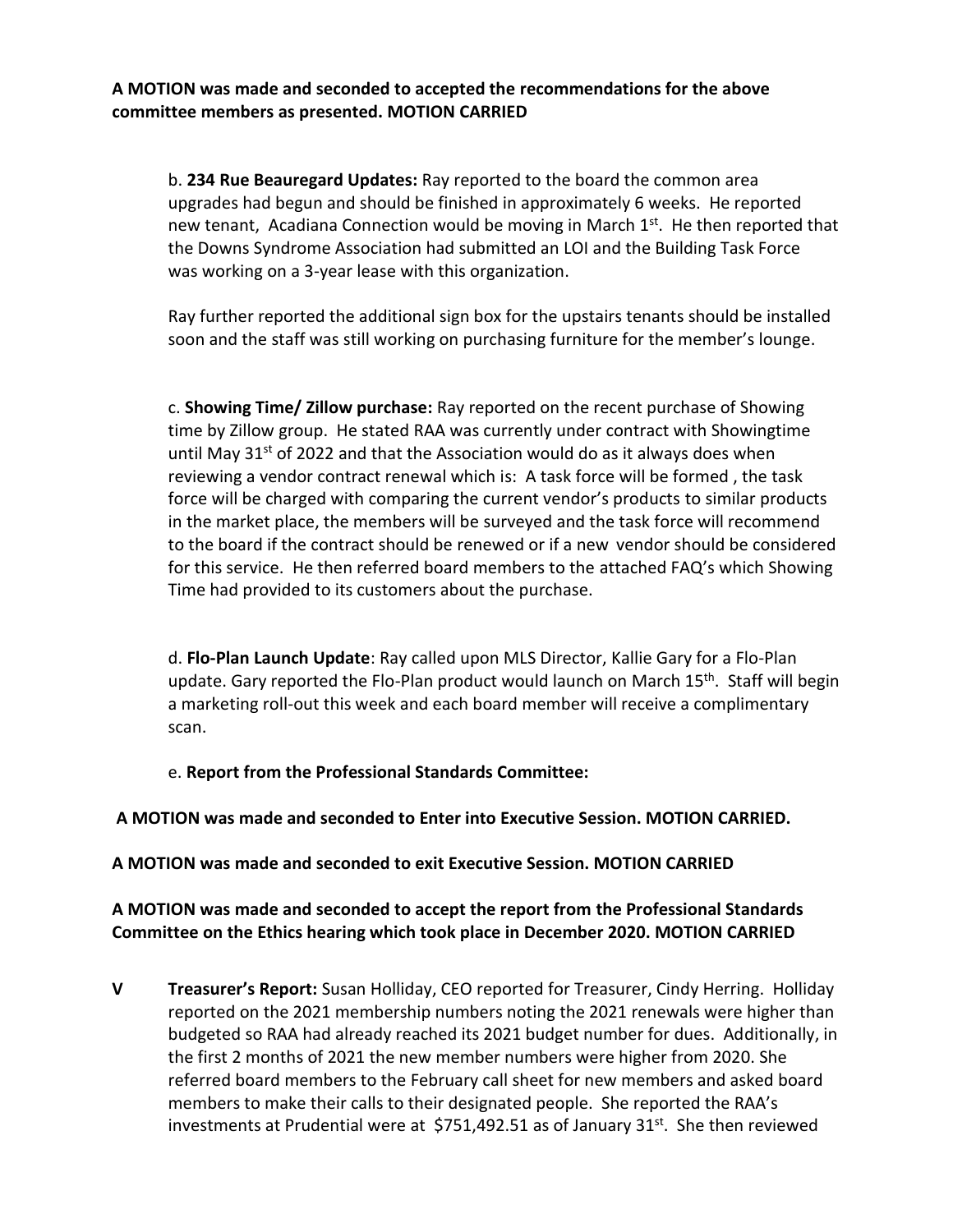**A MOTION was made and seconded to accepted the recommendations for the above committee members as presented. MOTION CARRIED**

b. **234 Rue Beauregard Updates:** Ray reported to the board the common area upgrades had begun and should be finished in approximately 6 weeks. He reported new tenant, Acadiana Connection would be moving in March 1st. He then reported that the Downs Syndrome Association had submitted an LOI and the Building Task Force was working on a 3-year lease with this organization.

Ray further reported the additional sign box for the upstairs tenants should be installed soon and the staff was still working on purchasing furniture for the member's lounge.

c. **Showing Time/ Zillow purchase:** Ray reported on the recent purchase of Showing time by Zillow group. He stated RAA was currently under contract with Showingtime until May 31st of 2022 and that the Association would do as it always does when reviewing a vendor contract renewal which is: A task force will be formed , the task force will be charged with comparing the current vendor's products to similar products in the market place, the members will be surveyed and the task force will recommend to the board if the contract should be renewed or if a new vendor should be considered for this service. He then referred board members to the attached FAQ's which Showing Time had provided to its customers about the purchase.

d. **Flo-Plan Launch Update**: Ray called upon MLS Director, Kallie Gary for a Flo-Plan update. Gary reported the Flo-Plan product would launch on March 15th. Staff will begin a marketing roll-out this week and each board member will receive a complimentary scan.

e. **Report from the Professional Standards Committee:**

**A MOTION was made and seconded to Enter into Executive Session. MOTION CARRIED.**

**A MOTION was made and seconded to exit Executive Session. MOTION CARRIED**

**A MOTION was made and seconded to accept the report from the Professional Standards Committee on the Ethics hearing which took place in December 2020. MOTION CARRIED**

**V** **Treasurer's Report:** Susan Holliday, CEO reported for Treasurer, Cindy Herring. Holliday reported on the 2021 membership numbers noting the 2021 renewals were higher than budgeted so RAA had already reached its 2021 budget number for dues. Additionally, in the first 2 months of 2021 the new member numbers were higher from 2020. She referred board members to the February call sheet for new members and asked board members to make their calls to their designated people. She reported the RAA's investments at Prudential were at $751,492.51 as of January 31st. She then reviewed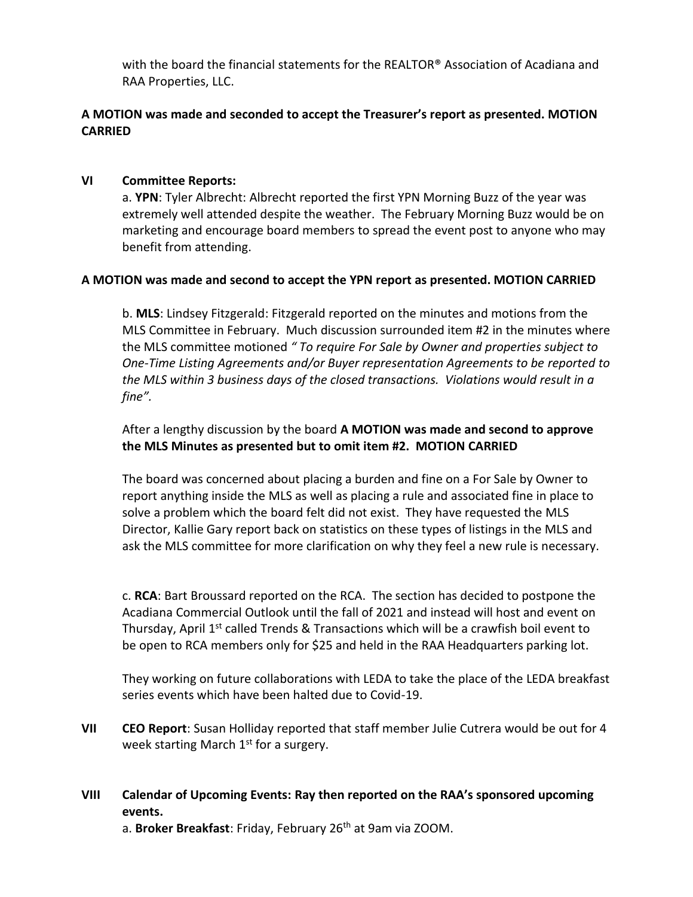with the board the financial statements for the REALTOR® Association of Acadiana and RAA Properties, LLC.

**A MOTION was made and seconded to accept the Treasurer's report as presented. MOTION CARRIED**

**VI Committee Reports:**

a. **YPN**: Tyler Albrecht: Albrecht reported the first YPN Morning Buzz of the year was extremely well attended despite the weather. The February Morning Buzz would be on marketing and encourage board members to spread the event post to anyone who may benefit from attending.

**A MOTION was made and second to accept the YPN report as presented. MOTION CARRIED**

b. **MLS**: Lindsey Fitzgerald: Fitzgerald reported on the minutes and motions from the MLS Committee in February. Much discussion surrounded item #2 in the minutes where the MLS committee motioned *" To require For Sale by Owner and properties subject to One-Time Listing Agreements and/or Buyer representation Agreements to be reported to the MLS within 3 business days of the closed transactions. Violations would result in a fine".*

After a lengthy discussion by the board **A MOTION was made and second to approve the MLS Minutes as presented but to omit item #2. MOTION CARRIED**

The board was concerned about placing a burden and fine on a For Sale by Owner to report anything inside the MLS as well as placing a rule and associated fine in place to solve a problem which the board felt did not exist. They have requested the MLS Director, Kallie Gary report back on statistics on these types of listings in the MLS and ask the MLS committee for more clarification on why they feel a new rule is necessary.

c. **RCA**: Bart Broussard reported on the RCA. The section has decided to postpone the Acadiana Commercial Outlook until the fall of 2021 and instead will host and event on Thursday, April 1st called Trends & Transactions which will be a crawfish boil event to be open to RCA members only for $25 and held in the RAA Headquarters parking lot.

They working on future collaborations with LEDA to take the place of the LEDA breakfast series events which have been halted due to Covid-19.

**VII CEO Report**: Susan Holliday reported that staff member Julie Cutrera would be out for 4 week starting March 1st for a surgery.

**VIII Calendar of Upcoming Events: Ray then reported on the RAA's sponsored upcoming events.**

a. **Broker Breakfast**: Friday, February 26th at 9am via ZOOM.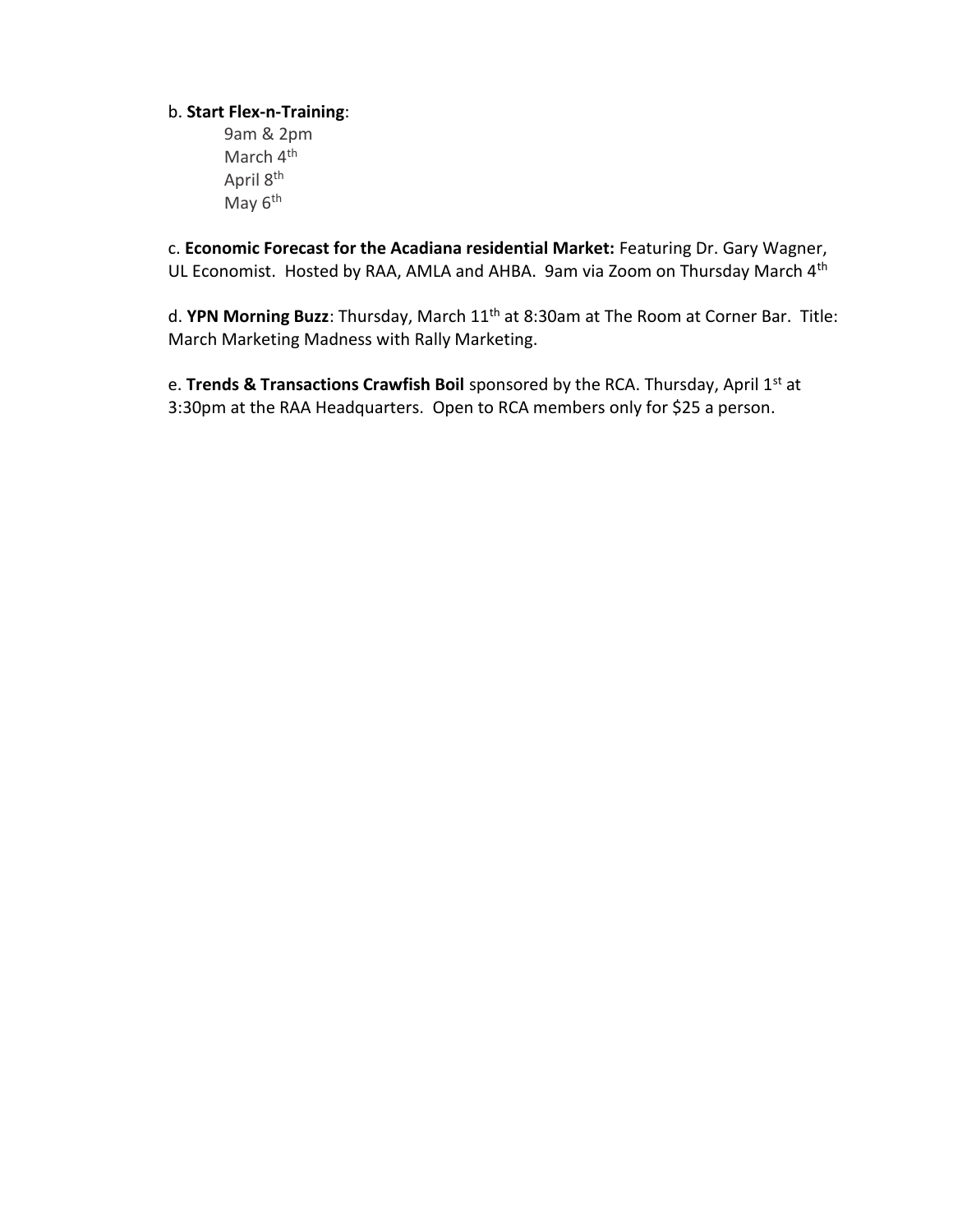b. **Start Flex-n-Training**:

9am & 2pm
March 4th
April 8th
May 6th

c. **Economic Forecast for the Acadiana residential Market:** Featuring Dr. Gary Wagner, UL Economist. Hosted by RAA, AMLA and AHBA. 9am via Zoom on Thursday March 4th

d. **YPN Morning Buzz**: Thursday, March 11th at 8:30am at The Room at Corner Bar. Title: March Marketing Madness with Rally Marketing.

e. **Trends & Transactions Crawfish Boil** sponsored by the RCA. Thursday, April 1st at 3:30pm at the RAA Headquarters. Open to RCA members only for $25 a person.